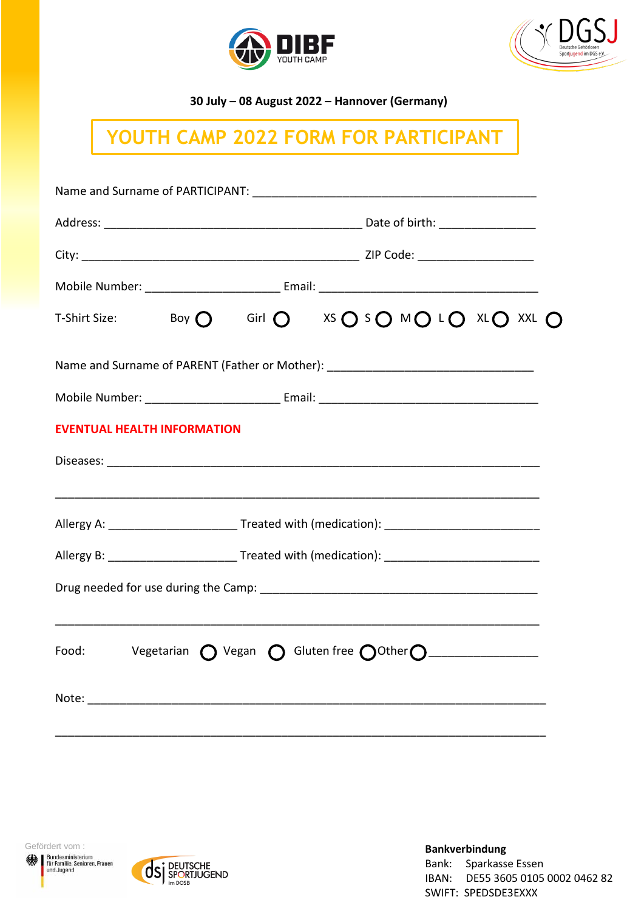30 July – 08 August 2022 – Hannover (Germany)

# YOUTH CAMP 2022 FORM FOR PARTICIPANT

Name and Surname of PARTICIPANT: ______________________________________________

Address: __________________________________________ Date of birth: _______________

City: _____________________________________________ ZIP Code: __________________

Mobile Number: ______________________ Email: ____________________________________

T-Shirt Size: Boy ◯ Girl ◯ XS ◯ S ◯ M ◯ L ◯ XL ◯ XXL ◯

Name and Surname of PARENT (Father or Mother): _________________________________

Mobile Number: ______________________ Email: ____________________________________

**EVENTUAL HEALTH INFORMATION**

Diseases: _____________________________________________________________________

_______________________________________________________________________________

Allergy A: _____________________ Treated with (medication): _________________________

Allergy B: _____________________ Treated with (medication): _________________________

Drug needed for use during the Camp: _____________________________________________

_______________________________________________________________________________

Food: Vegetarian ◯ Vegan ◯ Gluten free ◯ Other ◯ _________________

Note: _________________________________________________________________________

_______________________________________________________________________________

Gefördert vom :

Bundesministerium für Familie, Senioren, Frauen und Jugend

**Bankverbindung**

Bank: Sparkasse Essen

IBAN: DE55 3605 0105 0002 0462 82

SWIFT: SPEDSDE3EXXX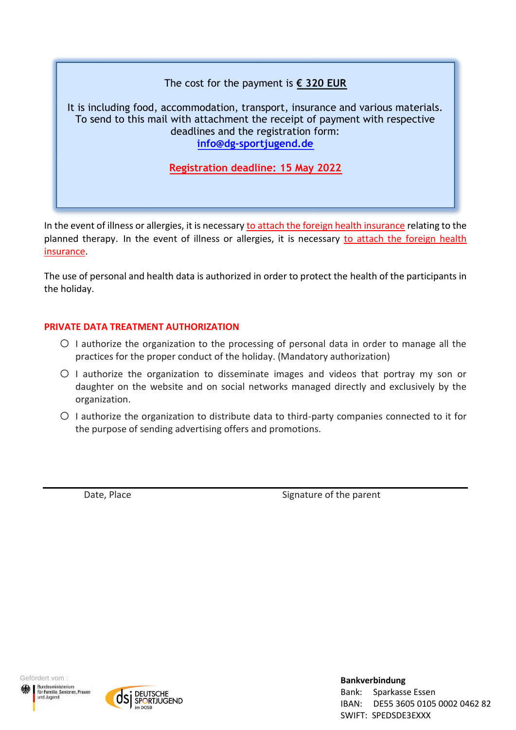The cost for the payment is **€ 320 EUR**

It is including food, accommodation, transport, insurance and various materials.
To send to this mail with attachment the receipt of payment with respective deadlines and the registration form:
**info@dg-sportjugend.de**

**Registration deadline: 15 May 2022**

In the event of illness or allergies, it is necessary to attach the foreign health insurance relating to the planned therapy. In the event of illness or allergies, it is necessary to attach the foreign health insurance.

The use of personal and health data is authorized in order to protect the health of the participants in the holiday.

**PRIVATE DATA TREATMENT AUTHORIZATION**

- ○ I authorize the organization to the processing of personal data in order to manage all the practices for the proper conduct of the holiday. (Mandatory authorization)
- ○ I authorize the organization to disseminate images and videos that portray my son or daughter on the website and on social networks managed directly and exclusively by the organization.
- ○ I authorize the organization to distribute data to third-party companies connected to it for the purpose of sending advertising offers and promotions.

Date, Place — Signature of the parent

Gefördert vom :
Bundesministerium für Familie, Senioren, Frauen und Jugend

dsj DEUTSCHE SPORTJUGEND im DOSB

**Bankverbindung**
Bank: Sparkasse Essen
IBAN: DE55 3605 0105 0002 0462 82
SWIFT: SPEDSDE3EXXX